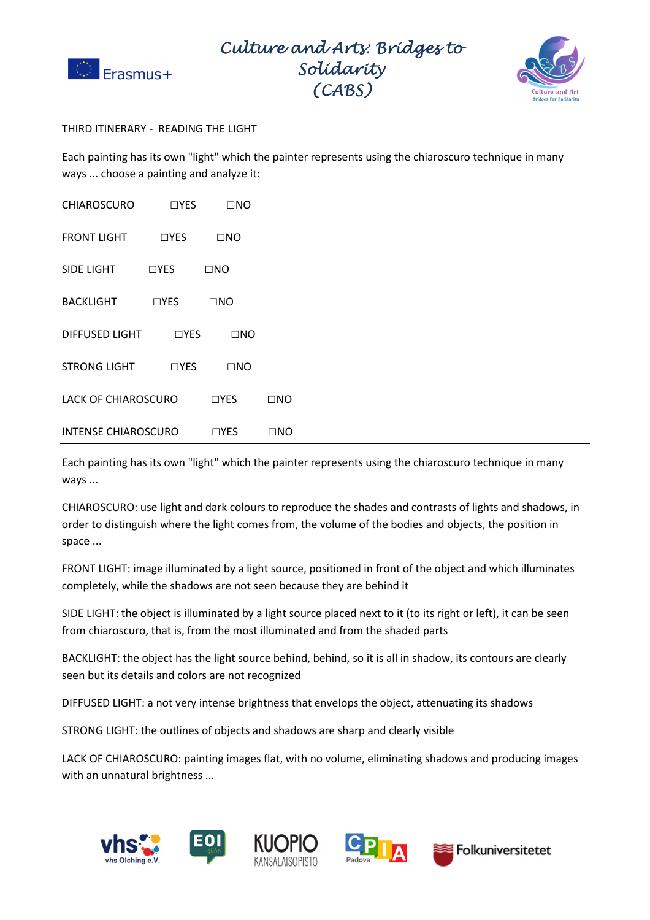THIRD ITINERARY - READING THE LIGHT

Each painting has its own "light" which the painter represents using the chiaroscuro technique in many ways ... choose a painting and analyze it:

CHIAROSCURO ☐YES ☐NO

FRONT LIGHT ☐YES ☐NO

SIDE LIGHT ☐YES ☐NO

BACKLIGHT ☐YES ☐NO

DIFFUSED LIGHT ☐YES ☐NO

STRONG LIGHT ☐YES ☐NO

LACK OF CHIAROSCURO ☐YES ☐NO

INTENSE CHIAROSCURO ☐YES ☐NO

---

Each painting has its own "light" which the painter represents using the chiaroscuro technique in many ways ...

CHIAROSCURO: use light and dark colours to reproduce the shades and contrasts of lights and shadows, in order to distinguish where the light comes from, the volume of the bodies and objects, the position in space ...

FRONT LIGHT: image illuminated by a light source, positioned in front of the object and which illuminates completely, while the shadows are not seen because they are behind it

SIDE LIGHT: the object is illuminated by a light source placed next to it (to its right or left), it can be seen from chiaroscuro, that is, from the most illuminated and from the shaded parts

BACKLIGHT: the object has the light source behind, behind, so it is all in shadow, its contours are clearly seen but its details and colors are not recognized

DIFFUSED LIGHT: a not very intense brightness that envelops the object, attenuating its shadows

STRONG LIGHT: the outlines of objects and shadows are sharp and clearly visible

LACK OF CHIAROSCURO: painting images flat, with no volume, eliminating shadows and producing images with an unnatural brightness ...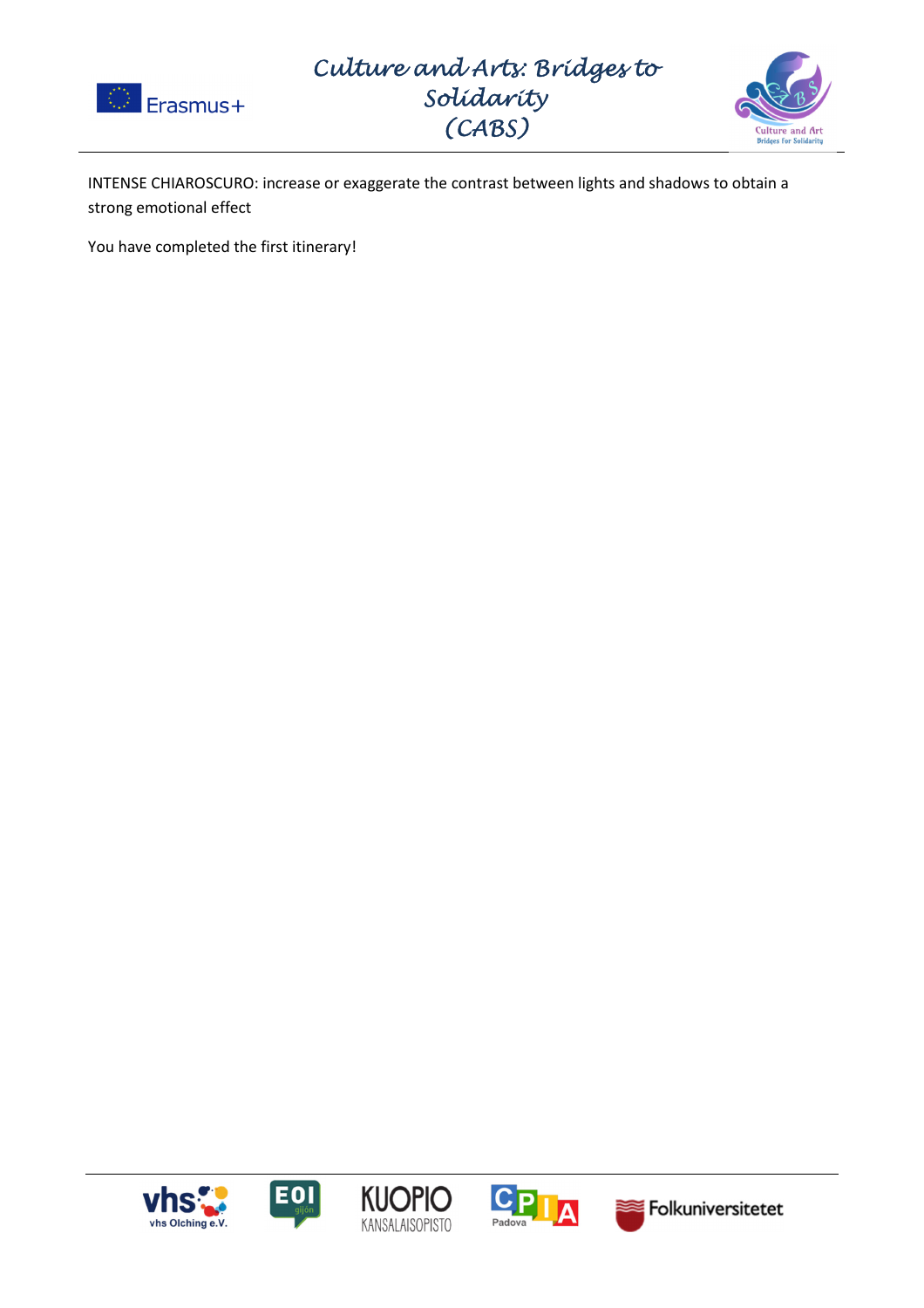INTENSE CHIAROSCURO: increase or exaggerate the contrast between lights and shadows to obtain a strong emotional effect

You have completed the first itinerary!